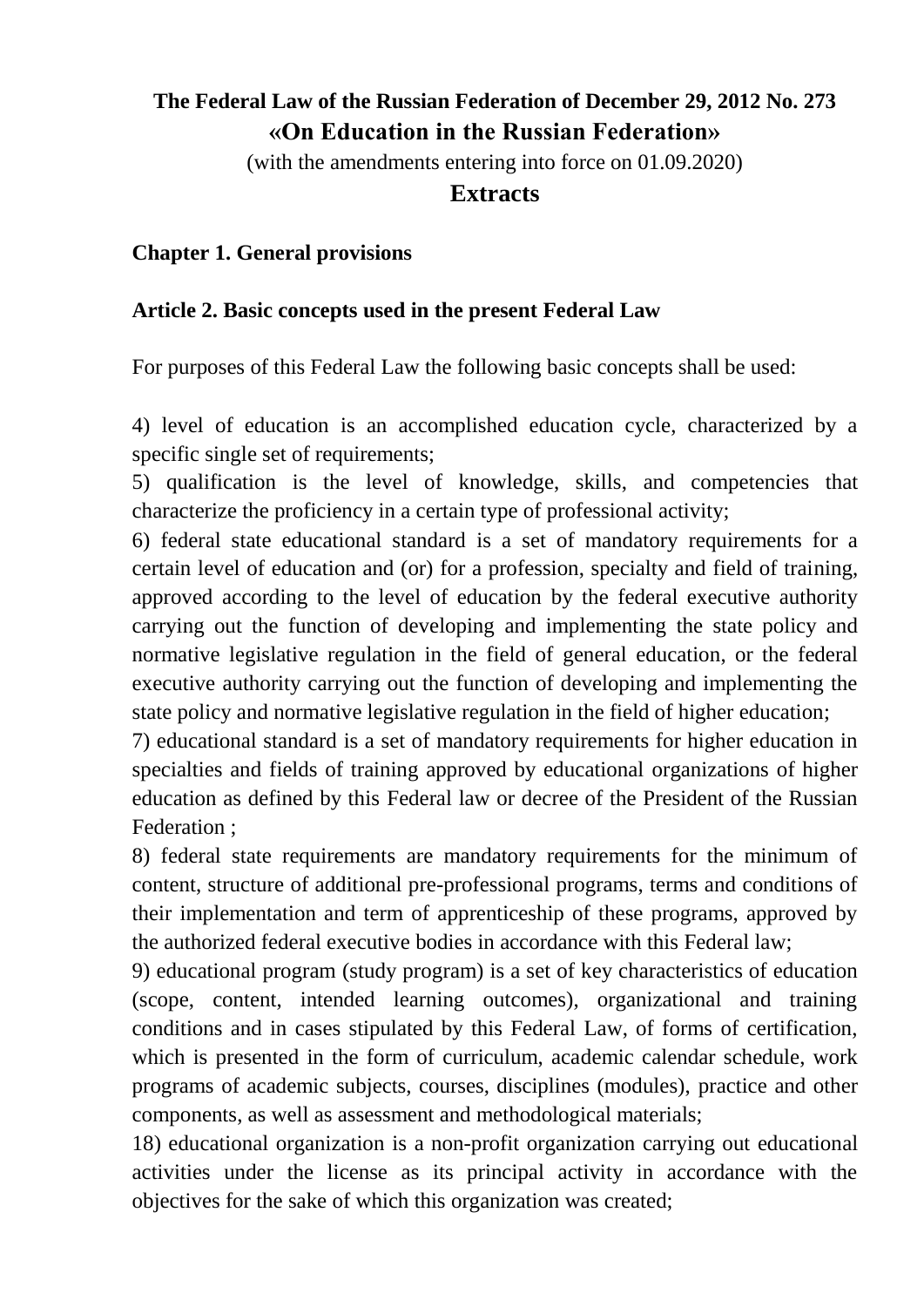# The Federal Law of the Russian Federation of December 29, 2012 No. 273 «On Education in the Russian Federation»

(with the amendments entering into force on 01.09.2020)

## Extracts

### Chapter 1. General provisions

### Article 2. Basic concepts used in the present Federal Law

For purposes of this Federal Law the following basic concepts shall be used:

4) level of education is an accomplished education cycle, characterized by a specific single set of requirements;

5) qualification is the level of knowledge, skills, and competencies that characterize the proficiency in a certain type of professional activity;

6) federal state educational standard is a set of mandatory requirements for a certain level of education and (or) for a profession, specialty and field of training, approved according to the level of education by the federal executive authority carrying out the function of developing and implementing the state policy and normative legislative regulation in the field of general education, or the federal executive authority carrying out the function of developing and implementing the state policy and normative legislative regulation in the field of higher education;

7) educational standard is a set of mandatory requirements for higher education in specialties and fields of training approved by educational organizations of higher education as defined by this Federal law or decree of the President of the Russian Federation ;

8) federal state requirements are mandatory requirements for the minimum of content, structure of additional pre-professional programs, terms and conditions of their implementation and term of apprenticeship of these programs, approved by the authorized federal executive bodies in accordance with this Federal law;

9) educational program (study program) is a set of key characteristics of education (scope, content, intended learning outcomes), organizational and training conditions and in cases stipulated by this Federal Law, of forms of certification, which is presented in the form of curriculum, academic calendar schedule, work programs of academic subjects, courses, disciplines (modules), practice and other components, as well as assessment and methodological materials;

18) educational organization is a non-profit organization carrying out educational activities under the license as its principal activity in accordance with the objectives for the sake of which this organization was created;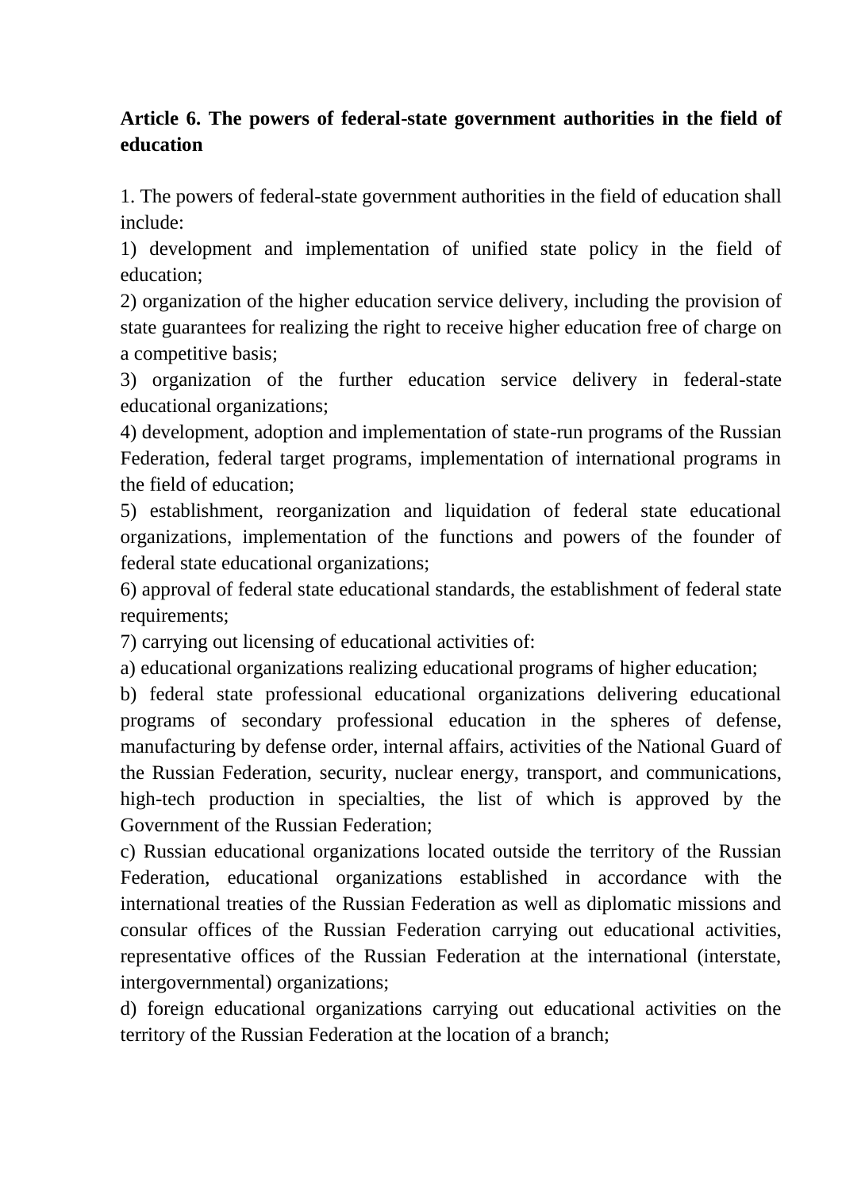**Article 6. The powers of federal-state government authorities in the field of education**

1. The powers of federal-state government authorities in the field of education shall include:

1) development and implementation of unified state policy in the field of education;

2) organization of the higher education service delivery, including the provision of state guarantees for realizing the right to receive higher education free of charge on a competitive basis;

3) organization of the further education service delivery in federal-state educational organizations;

4) development, adoption and implementation of state-run programs of the Russian Federation, federal target programs, implementation of international programs in the field of education;

5) establishment, reorganization and liquidation of federal state educational organizations, implementation of the functions and powers of the founder of federal state educational organizations;

6) approval of federal state educational standards, the establishment of federal state requirements;

7) carrying out licensing of educational activities of:

a) educational organizations realizing educational programs of higher education;

b) federal state professional educational organizations delivering educational programs of secondary professional education in the spheres of defense, manufacturing by defense order, internal affairs, activities of the National Guard of the Russian Federation, security, nuclear energy, transport, and communications, high-tech production in specialties, the list of which is approved by the Government of the Russian Federation;

c) Russian educational organizations located outside the territory of the Russian Federation, educational organizations established in accordance with the international treaties of the Russian Federation as well as diplomatic missions and consular offices of the Russian Federation carrying out educational activities, representative offices of the Russian Federation at the international (interstate, intergovernmental) organizations;

d) foreign educational organizations carrying out educational activities on the territory of the Russian Federation at the location of a branch;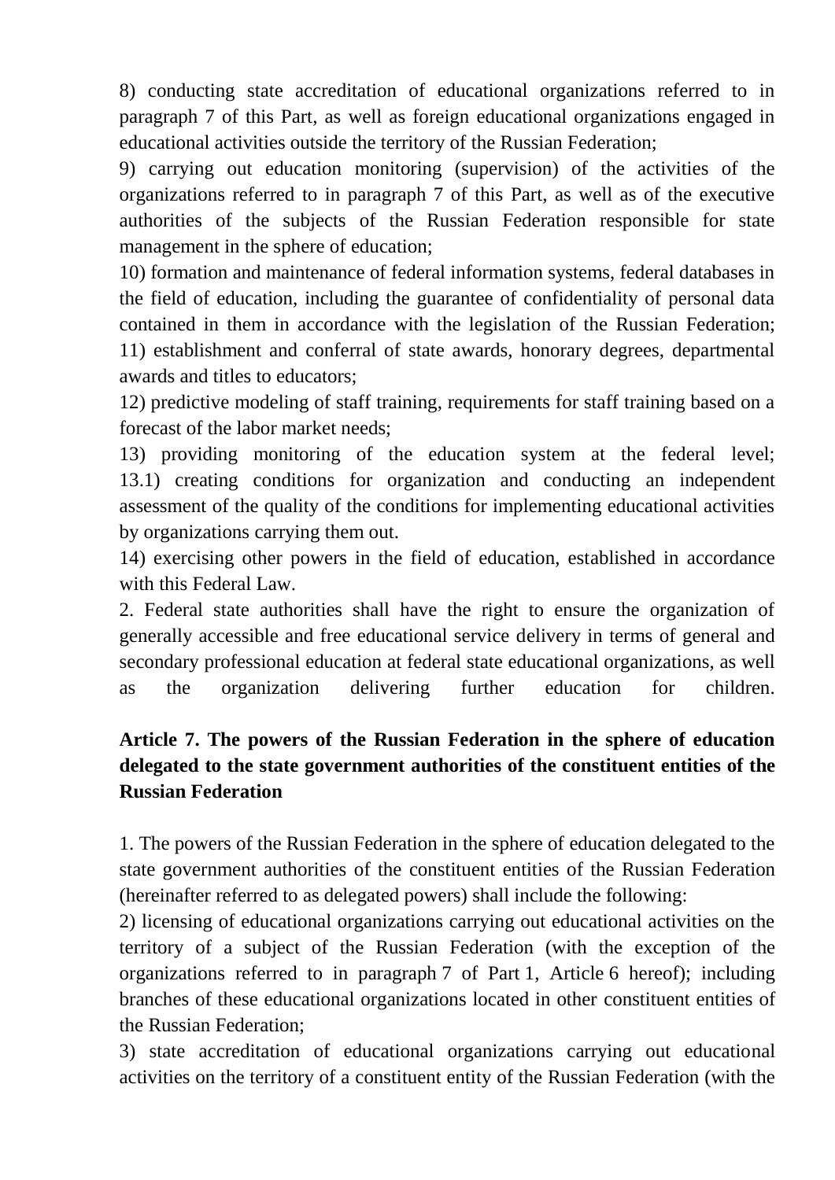8) conducting state accreditation of educational organizations referred to in paragraph 7 of this Part, as well as foreign educational organizations engaged in educational activities outside the territory of the Russian Federation;

9) carrying out education monitoring (supervision) of the activities of the organizations referred to in paragraph 7 of this Part, as well as of the executive authorities of the subjects of the Russian Federation responsible for state management in the sphere of education;

10) formation and maintenance of federal information systems, federal databases in the field of education, including the guarantee of confidentiality of personal data contained in them in accordance with the legislation of the Russian Federation;

11) establishment and conferral of state awards, honorary degrees, departmental awards and titles to educators;

12) predictive modeling of staff training, requirements for staff training based on a forecast of the labor market needs;

13) providing monitoring of the education system at the federal level;

13.1) creating conditions for organization and conducting an independent assessment of the quality of the conditions for implementing educational activities by organizations carrying them out.

14) exercising other powers in the field of education, established in accordance with this Federal Law.

2. Federal state authorities shall have the right to ensure the organization of generally accessible and free educational service delivery in terms of general and secondary professional education at federal state educational organizations, as well as the organization delivering further education for children.

## Article 7. The powers of the Russian Federation in the sphere of education delegated to the state government authorities of the constituent entities of the Russian Federation

1. The powers of the Russian Federation in the sphere of education delegated to the state government authorities of the constituent entities of the Russian Federation (hereinafter referred to as delegated powers) shall include the following:

2) licensing of educational organizations carrying out educational activities on the territory of a subject of the Russian Federation (with the exception of the organizations referred to in paragraph 7 of Part 1, Article 6 hereof); including branches of these educational organizations located in other constituent entities of the Russian Federation;

3) state accreditation of educational organizations carrying out educational activities on the territory of a constituent entity of the Russian Federation (with the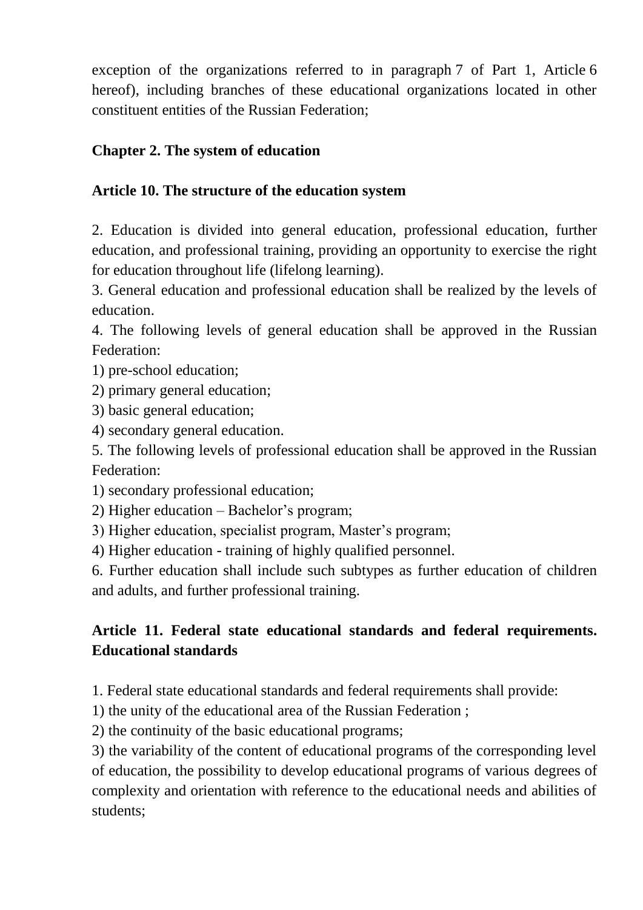exception of the organizations referred to in paragraph 7 of Part 1, Article 6 hereof), including branches of these educational organizations located in other constituent entities of the Russian Federation;

## Chapter 2. The system of education

### Article 10. The structure of the education system

2. Education is divided into general education, professional education, further education, and professional training, providing an opportunity to exercise the right for education throughout life (lifelong learning).
3. General education and professional education shall be realized by the levels of education.
4. The following levels of general education shall be approved in the Russian Federation:
1) pre-school education;
2) primary general education;
3) basic general education;
4) secondary general education.
5. The following levels of professional education shall be approved in the Russian Federation:
1) secondary professional education;
2) Higher education – Bachelor's program;
3) Higher education, specialist program, Master's program;
4) Higher education - training of highly qualified personnel.
6. Further education shall include such subtypes as further education of children and adults, and further professional training.

### Article 11. Federal state educational standards and federal requirements. Educational standards

1. Federal state educational standards and federal requirements shall provide:
1) the unity of the educational area of the Russian Federation ;
2) the continuity of the basic educational programs;
3) the variability of the content of educational programs of the corresponding level of education, the possibility to develop educational programs of various degrees of complexity and orientation with reference to the educational needs and abilities of students;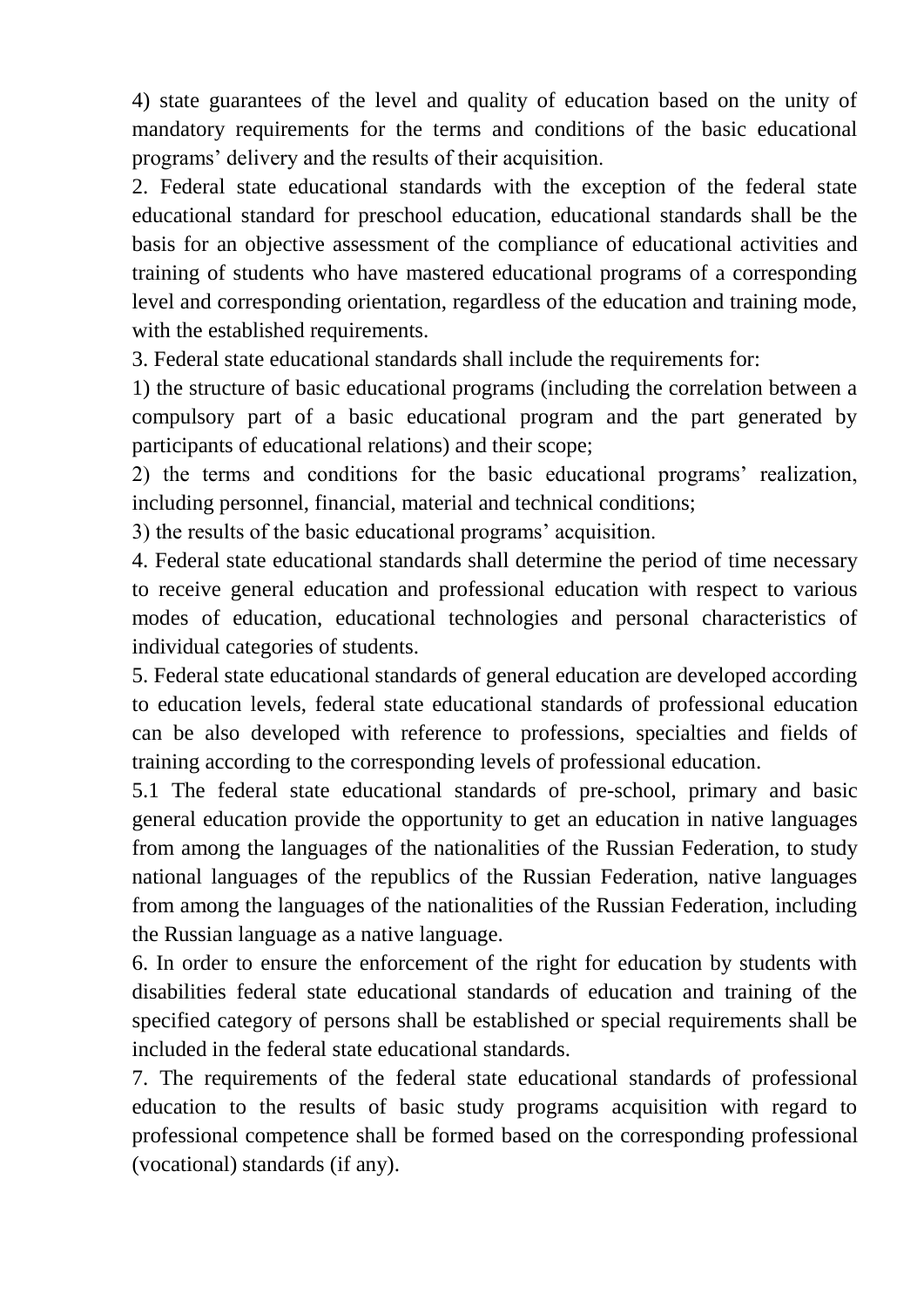4) state guarantees of the level and quality of education based on the unity of mandatory requirements for the terms and conditions of the basic educational programs' delivery and the results of their acquisition.

2. Federal state educational standards with the exception of the federal state educational standard for preschool education, educational standards shall be the basis for an objective assessment of the compliance of educational activities and training of students who have mastered educational programs of a corresponding level and corresponding orientation, regardless of the education and training mode, with the established requirements.

3. Federal state educational standards shall include the requirements for:

1) the structure of basic educational programs (including the correlation between a compulsory part of a basic educational program and the part generated by participants of educational relations) and their scope;

2) the terms and conditions for the basic educational programs' realization, including personnel, financial, material and technical conditions;

3) the results of the basic educational programs' acquisition.

4. Federal state educational standards shall determine the period of time necessary to receive general education and professional education with respect to various modes of education, educational technologies and personal characteristics of individual categories of students.

5. Federal state educational standards of general education are developed according to education levels, federal state educational standards of professional education can be also developed with reference to professions, specialties and fields of training according to the corresponding levels of professional education.

5.1 The federal state educational standards of pre-school, primary and basic general education provide the opportunity to get an education in native languages from among the languages of the nationalities of the Russian Federation, to study national languages of the republics of the Russian Federation, native languages from among the languages of the nationalities of the Russian Federation, including the Russian language as a native language.

6. In order to ensure the enforcement of the right for education by students with disabilities federal state educational standards of education and training of the specified category of persons shall be established or special requirements shall be included in the federal state educational standards.

7. The requirements of the federal state educational standards of professional education to the results of basic study programs acquisition with regard to professional competence shall be formed based on the corresponding professional (vocational) standards (if any).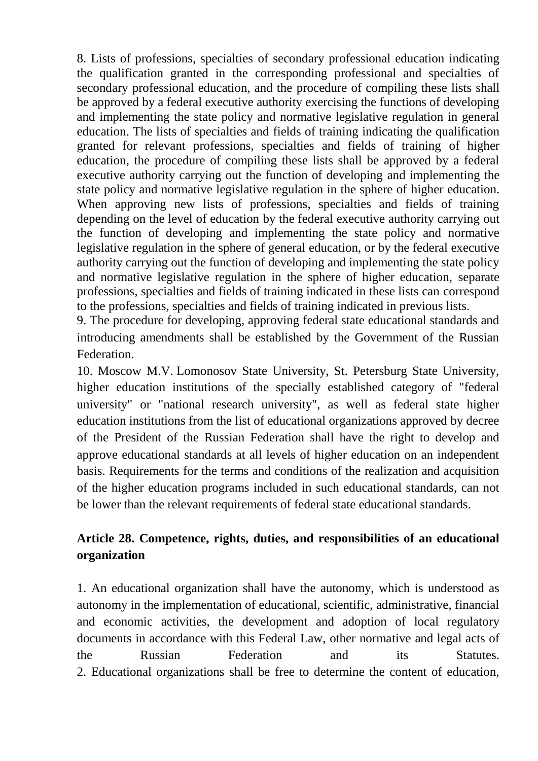8. Lists of professions, specialties of secondary professional education indicating the qualification granted in the corresponding professional and specialties of secondary professional education, and the procedure of compiling these lists shall be approved by a federal executive authority exercising the functions of developing and implementing the state policy and normative legislative regulation in general education. The lists of specialties and fields of training indicating the qualification granted for relevant professions, specialties and fields of training of higher education, the procedure of compiling these lists shall be approved by a federal executive authority carrying out the function of developing and implementing the state policy and normative legislative regulation in the sphere of higher education. When approving new lists of professions, specialties and fields of training depending on the level of education by the federal executive authority carrying out the function of developing and implementing the state policy and normative legislative regulation in the sphere of general education, or by the federal executive authority carrying out the function of developing and implementing the state policy and normative legislative regulation in the sphere of higher education, separate professions, specialties and fields of training indicated in these lists can correspond to the professions, specialties and fields of training indicated in previous lists.

9. The procedure for developing, approving federal state educational standards and introducing amendments shall be established by the Government of the Russian Federation.

10. Moscow M.V. Lomonosov State University, St. Petersburg State University, higher education institutions of the specially established category of "federal university" or "national research university", as well as federal state higher education institutions from the list of educational organizations approved by decree of the President of the Russian Federation shall have the right to develop and approve educational standards at all levels of higher education on an independent basis. Requirements for the terms and conditions of the realization and acquisition of the higher education programs included in such educational standards, can not be lower than the relevant requirements of federal state educational standards.

## Article 28. Competence, rights, duties, and responsibilities of an educational organization

1. An educational organization shall have the autonomy, which is understood as autonomy in the implementation of educational, scientific, administrative, financial and economic activities, the development and adoption of local regulatory documents in accordance with this Federal Law, other normative and legal acts of the Russian Federation and its Statutes.

2. Educational organizations shall be free to determine the content of education,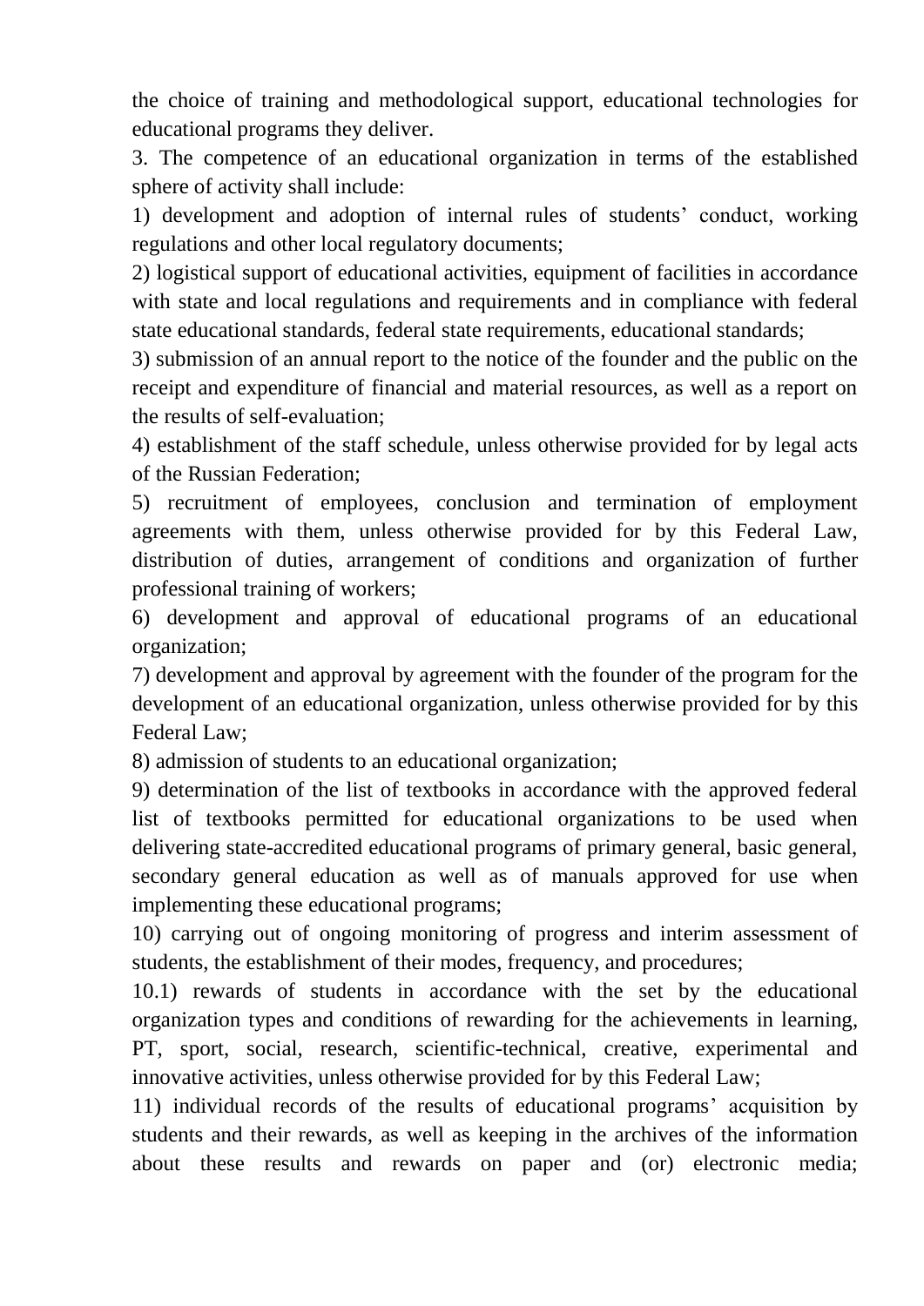the choice of training and methodological support, educational technologies for educational programs they deliver.

3. The competence of an educational organization in terms of the established sphere of activity shall include:

1) development and adoption of internal rules of students' conduct, working regulations and other local regulatory documents;

2) logistical support of educational activities, equipment of facilities in accordance with state and local regulations and requirements and in compliance with federal state educational standards, federal state requirements, educational standards;

3) submission of an annual report to the notice of the founder and the public on the receipt and expenditure of financial and material resources, as well as a report on the results of self-evaluation;

4) establishment of the staff schedule, unless otherwise provided for by legal acts of the Russian Federation;

5) recruitment of employees, conclusion and termination of employment agreements with them, unless otherwise provided for by this Federal Law, distribution of duties, arrangement of conditions and organization of further professional training of workers;

6) development and approval of educational programs of an educational organization;

7) development and approval by agreement with the founder of the program for the development of an educational organization, unless otherwise provided for by this Federal Law;

8) admission of students to an educational organization;

9) determination of the list of textbooks in accordance with the approved federal list of textbooks permitted for educational organizations to be used when delivering state-accredited educational programs of primary general, basic general, secondary general education as well as of manuals approved for use when implementing these educational programs;

10) carrying out of ongoing monitoring of progress and interim assessment of students, the establishment of their modes, frequency, and procedures;

10.1) rewards of students in accordance with the set by the educational organization types and conditions of rewarding for the achievements in learning, PT, sport, social, research, scientific-technical, creative, experimental and innovative activities, unless otherwise provided for by this Federal Law;

11) individual records of the results of educational programs' acquisition by students and their rewards, as well as keeping in the archives of the information about these results and rewards on paper and (or) electronic media;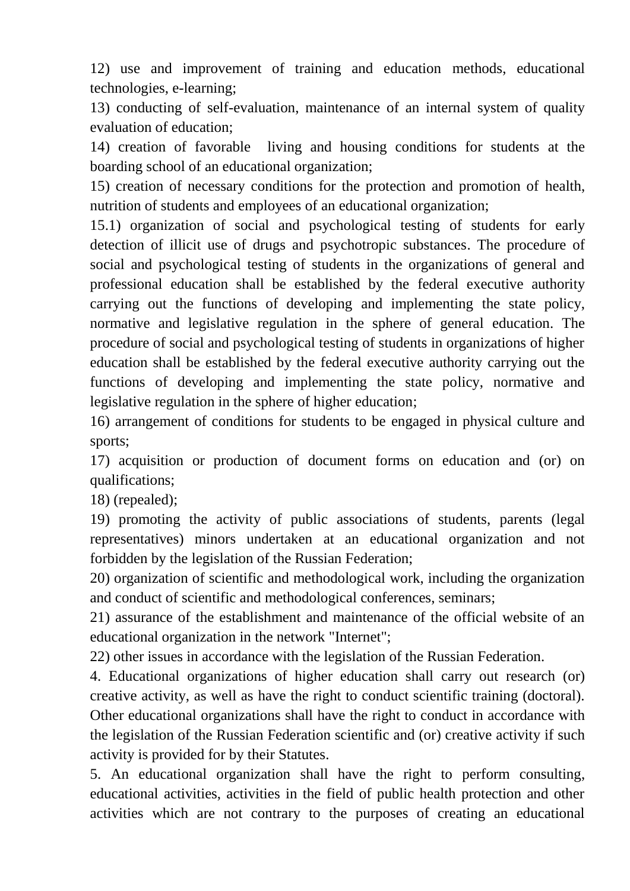12) use and improvement of training and education methods, educational technologies, e-learning;

13) conducting of self-evaluation, maintenance of an internal system of quality evaluation of education;

14) creation of favorable living and housing conditions for students at the boarding school of an educational organization;

15) creation of necessary conditions for the protection and promotion of health, nutrition of students and employees of an educational organization;

15.1) organization of social and psychological testing of students for early detection of illicit use of drugs and psychotropic substances. The procedure of social and psychological testing of students in the organizations of general and professional education shall be established by the federal executive authority carrying out the functions of developing and implementing the state policy, normative and legislative regulation in the sphere of general education. The procedure of social and psychological testing of students in organizations of higher education shall be established by the federal executive authority carrying out the functions of developing and implementing the state policy, normative and legislative regulation in the sphere of higher education;

16) arrangement of conditions for students to be engaged in physical culture and sports;

17) acquisition or production of document forms on education and (or) on qualifications;

18) (repealed);

19) promoting the activity of public associations of students, parents (legal representatives) minors undertaken at an educational organization and not forbidden by the legislation of the Russian Federation;

20) organization of scientific and methodological work, including the organization and conduct of scientific and methodological conferences, seminars;

21) assurance of the establishment and maintenance of the official website of an educational organization in the network "Internet";

22) other issues in accordance with the legislation of the Russian Federation.

4. Educational organizations of higher education shall carry out research (or) creative activity, as well as have the right to conduct scientific training (doctoral). Other educational organizations shall have the right to conduct in accordance with the legislation of the Russian Federation scientific and (or) creative activity if such activity is provided for by their Statutes.

5. An educational organization shall have the right to perform consulting, educational activities, activities in the field of public health protection and other activities which are not contrary to the purposes of creating an educational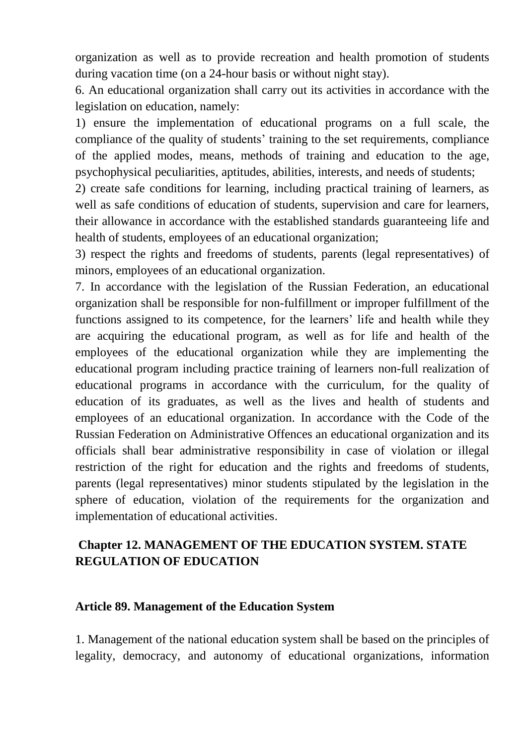organization as well as to provide recreation and health promotion of students during vacation time (on a 24-hour basis or without night stay).

6. An educational organization shall carry out its activities in accordance with the legislation on education, namely:

1) ensure the implementation of educational programs on a full scale, the compliance of the quality of students' training to the set requirements, compliance of the applied modes, means, methods of training and education to the age, psychophysical peculiarities, aptitudes, abilities, interests, and needs of students;

2) create safe conditions for learning, including practical training of learners, as well as safe conditions of education of students, supervision and care for learners, their allowance in accordance with the established standards guaranteeing life and health of students, employees of an educational organization;

3) respect the rights and freedoms of students, parents (legal representatives) of minors, employees of an educational organization.

7. In accordance with the legislation of the Russian Federation, an educational organization shall be responsible for non-fulfillment or improper fulfillment of the functions assigned to its competence, for the learners' life and health while they are acquiring the educational program, as well as for life and health of the employees of the educational organization while they are implementing the educational program including practice training of learners non-full realization of educational programs in accordance with the curriculum, for the quality of education of its graduates, as well as the lives and health of students and employees of an educational organization. In accordance with the Code of the Russian Federation on Administrative Offences an educational organization and its officials shall bear administrative responsibility in case of violation or illegal restriction of the right for education and the rights and freedoms of students, parents (legal representatives) minor students stipulated by the legislation in the sphere of education, violation of the requirements for the organization and implementation of educational activities.

## Chapter 12. MANAGEMENT OF THE EDUCATION SYSTEM. STATE REGULATION OF EDUCATION

### Article 89. Management of the Education System

1. Management of the national education system shall be based on the principles of legality, democracy, and autonomy of educational organizations, information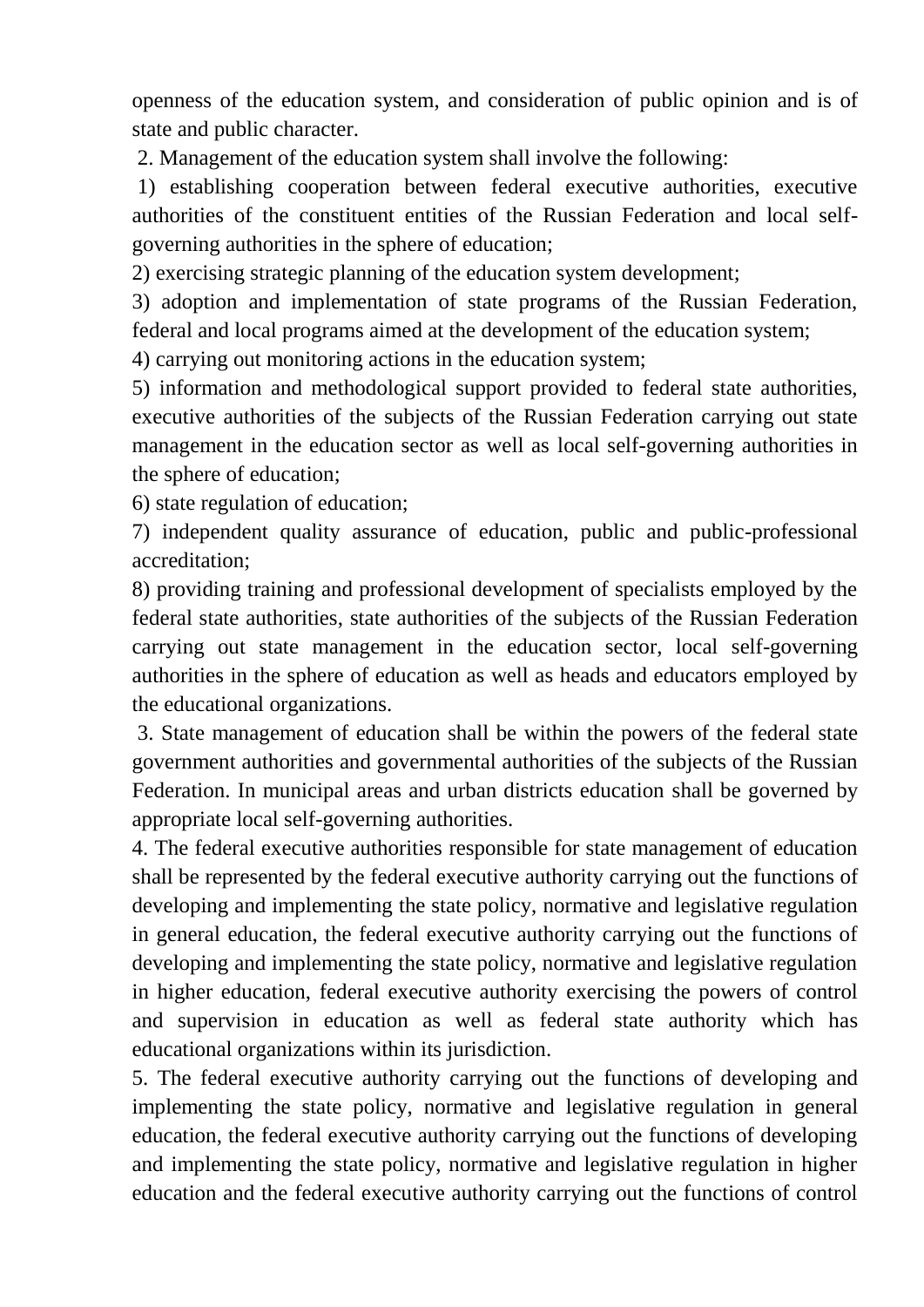openness of the education system, and consideration of public opinion and is of state and public character.

2. Management of the education system shall involve the following:

1) establishing cooperation between federal executive authorities, executive authorities of the constituent entities of the Russian Federation and local self-governing authorities in the sphere of education;

2) exercising strategic planning of the education system development;

3) adoption and implementation of state programs of the Russian Federation, federal and local programs aimed at the development of the education system;

4) carrying out monitoring actions in the education system;

5) information and methodological support provided to federal state authorities, executive authorities of the subjects of the Russian Federation carrying out state management in the education sector as well as local self-governing authorities in the sphere of education;

6) state regulation of education;

7) independent quality assurance of education, public and public-professional accreditation;

8) providing training and professional development of specialists employed by the federal state authorities, state authorities of the subjects of the Russian Federation carrying out state management in the education sector, local self-governing authorities in the sphere of education as well as heads and educators employed by the educational organizations.

3. State management of education shall be within the powers of the federal state government authorities and governmental authorities of the subjects of the Russian Federation. In municipal areas and urban districts education shall be governed by appropriate local self-governing authorities.

4. The federal executive authorities responsible for state management of education shall be represented by the federal executive authority carrying out the functions of developing and implementing the state policy, normative and legislative regulation in general education, the federal executive authority carrying out the functions of developing and implementing the state policy, normative and legislative regulation in higher education, federal executive authority exercising the powers of control and supervision in education as well as federal state authority which has educational organizations within its jurisdiction.

5. The federal executive authority carrying out the functions of developing and implementing the state policy, normative and legislative regulation in general education, the federal executive authority carrying out the functions of developing and implementing the state policy, normative and legislative regulation in higher education and the federal executive authority carrying out the functions of control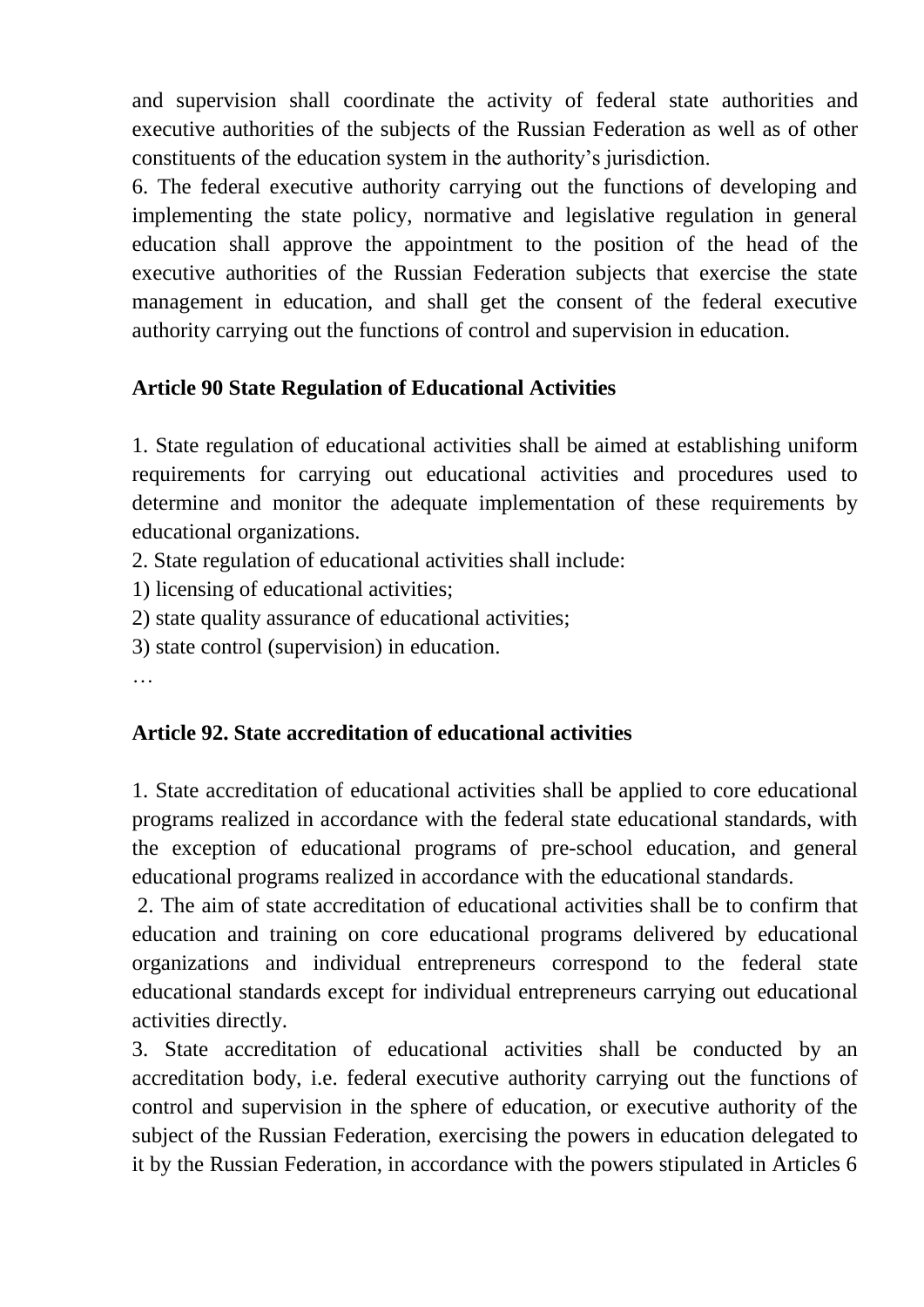and supervision shall coordinate the activity of federal state authorities and executive authorities of the subjects of the Russian Federation as well as of other constituents of the education system in the authority's jurisdiction.

6. The federal executive authority carrying out the functions of developing and implementing the state policy, normative and legislative regulation in general education shall approve the appointment to the position of the head of the executive authorities of the Russian Federation subjects that exercise the state management in education, and shall get the consent of the federal executive authority carrying out the functions of control and supervision in education.

**Article 90 State Regulation of Educational Activities**

1. State regulation of educational activities shall be aimed at establishing uniform requirements for carrying out educational activities and procedures used to determine and monitor the adequate implementation of these requirements by educational organizations.

2. State regulation of educational activities shall include:

1) licensing of educational activities;

2) state quality assurance of educational activities;

3) state control (supervision) in education.

…

**Article 92. State accreditation of educational activities**

1. State accreditation of educational activities shall be applied to core educational programs realized in accordance with the federal state educational standards, with the exception of educational programs of pre-school education, and general educational programs realized in accordance with the educational standards.

2. The aim of state accreditation of educational activities shall be to confirm that education and training on core educational programs delivered by educational organizations and individual entrepreneurs correspond to the federal state educational standards except for individual entrepreneurs carrying out educational activities directly.

3. State accreditation of educational activities shall be conducted by an accreditation body, i.e. federal executive authority carrying out the functions of control and supervision in the sphere of education, or executive authority of the subject of the Russian Federation, exercising the powers in education delegated to it by the Russian Federation, in accordance with the powers stipulated in Articles 6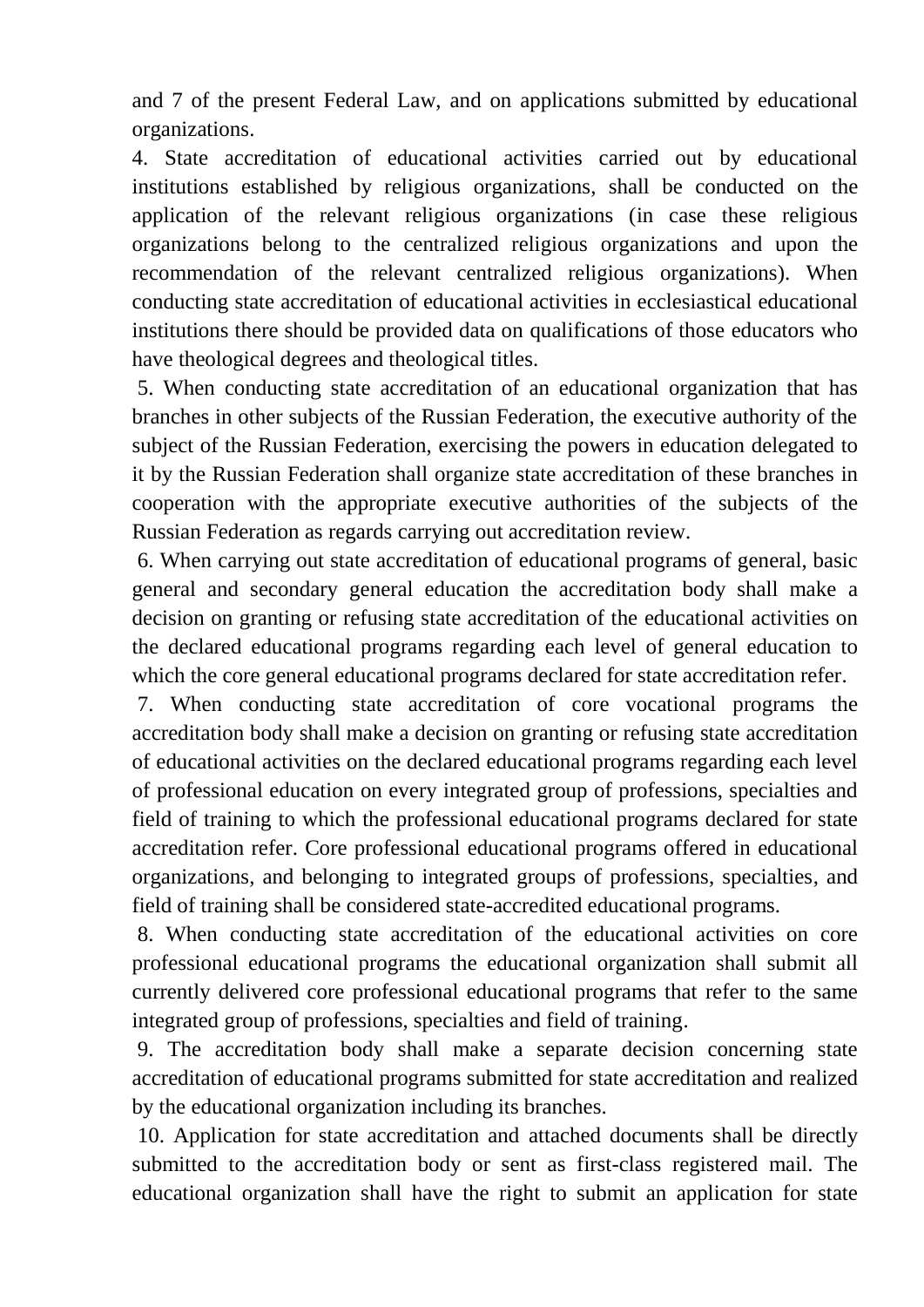and 7 of the present Federal Law, and on applications submitted by educational organizations.

4. State accreditation of educational activities carried out by educational institutions established by religious organizations, shall be conducted on the application of the relevant religious organizations (in case these religious organizations belong to the centralized religious organizations and upon the recommendation of the relevant centralized religious organizations). When conducting state accreditation of educational activities in ecclesiastical educational institutions there should be provided data on qualifications of those educators who have theological degrees and theological titles.

5. When conducting state accreditation of an educational organization that has branches in other subjects of the Russian Federation, the executive authority of the subject of the Russian Federation, exercising the powers in education delegated to it by the Russian Federation shall organize state accreditation of these branches in cooperation with the appropriate executive authorities of the subjects of the Russian Federation as regards carrying out accreditation review.

6. When carrying out state accreditation of educational programs of general, basic general and secondary general education the accreditation body shall make a decision on granting or refusing state accreditation of the educational activities on the declared educational programs regarding each level of general education to which the core general educational programs declared for state accreditation refer.

7. When conducting state accreditation of core vocational programs the accreditation body shall make a decision on granting or refusing state accreditation of educational activities on the declared educational programs regarding each level of professional education on every integrated group of professions, specialties and field of training to which the professional educational programs declared for state accreditation refer. Core professional educational programs offered in educational organizations, and belonging to integrated groups of professions, specialties, and field of training shall be considered state-accredited educational programs.

8. When conducting state accreditation of the educational activities on core professional educational programs the educational organization shall submit all currently delivered core professional educational programs that refer to the same integrated group of professions, specialties and field of training.

9. The accreditation body shall make a separate decision concerning state accreditation of educational programs submitted for state accreditation and realized by the educational organization including its branches.

10. Application for state accreditation and attached documents shall be directly submitted to the accreditation body or sent as first-class registered mail. The educational organization shall have the right to submit an application for state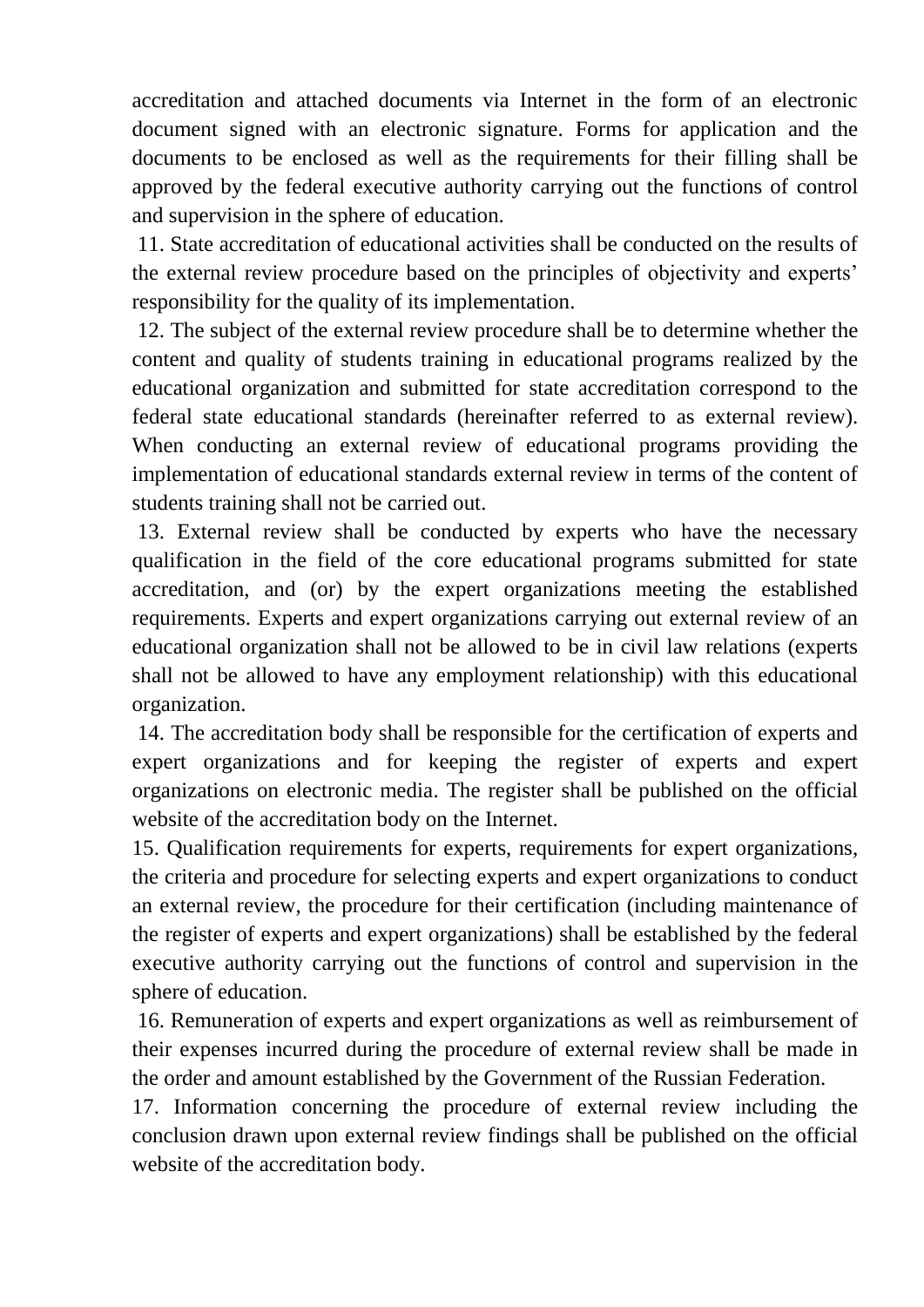accreditation and attached documents via Internet in the form of an electronic document signed with an electronic signature. Forms for application and the documents to be enclosed as well as the requirements for their filling shall be approved by the federal executive authority carrying out the functions of control and supervision in the sphere of education.

11. State accreditation of educational activities shall be conducted on the results of the external review procedure based on the principles of objectivity and experts' responsibility for the quality of its implementation.

12. The subject of the external review procedure shall be to determine whether the content and quality of students training in educational programs realized by the educational organization and submitted for state accreditation correspond to the federal state educational standards (hereinafter referred to as external review). When conducting an external review of educational programs providing the implementation of educational standards external review in terms of the content of students training shall not be carried out.

13. External review shall be conducted by experts who have the necessary qualification in the field of the core educational programs submitted for state accreditation, and (or) by the expert organizations meeting the established requirements. Experts and expert organizations carrying out external review of an educational organization shall not be allowed to be in civil law relations (experts shall not be allowed to have any employment relationship) with this educational organization.

14. The accreditation body shall be responsible for the certification of experts and expert organizations and for keeping the register of experts and expert organizations on electronic media. The register shall be published on the official website of the accreditation body on the Internet.

15. Qualification requirements for experts, requirements for expert organizations, the criteria and procedure for selecting experts and expert organizations to conduct an external review, the procedure for their certification (including maintenance of the register of experts and expert organizations) shall be established by the federal executive authority carrying out the functions of control and supervision in the sphere of education.

16. Remuneration of experts and expert organizations as well as reimbursement of their expenses incurred during the procedure of external review shall be made in the order and amount established by the Government of the Russian Federation.

17. Information concerning the procedure of external review including the conclusion drawn upon external review findings shall be published on the official website of the accreditation body.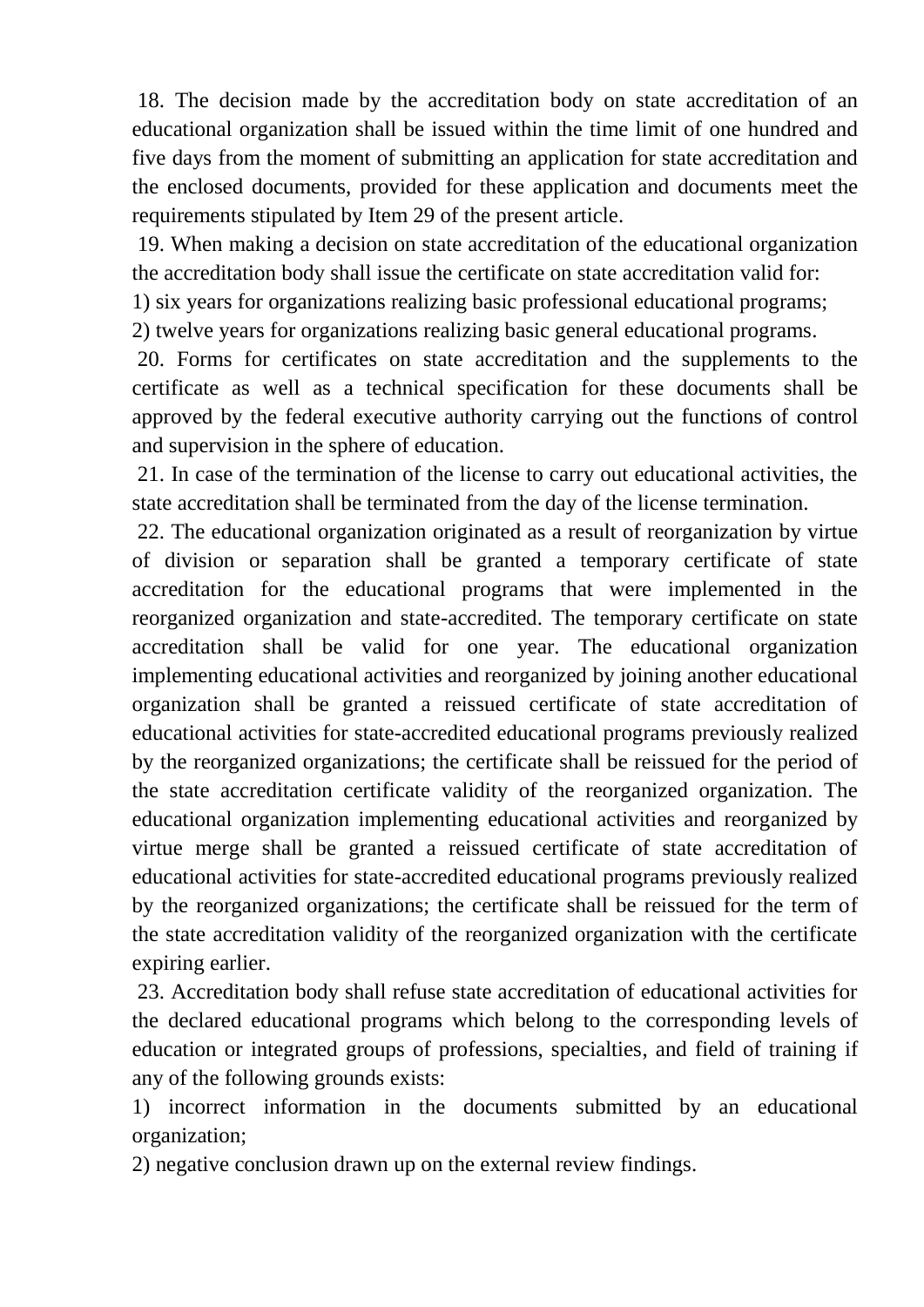18. The decision made by the accreditation body on state accreditation of an educational organization shall be issued within the time limit of one hundred and five days from the moment of submitting an application for state accreditation and the enclosed documents, provided for these application and documents meet the requirements stipulated by Item 29 of the present article.

19. When making a decision on state accreditation of the educational organization the accreditation body shall issue the certificate on state accreditation valid for:

1) six years for organizations realizing basic professional educational programs;

2) twelve years for organizations realizing basic general educational programs.

20. Forms for certificates on state accreditation and the supplements to the certificate as well as a technical specification for these documents shall be approved by the federal executive authority carrying out the functions of control and supervision in the sphere of education.

21. In case of the termination of the license to carry out educational activities, the state accreditation shall be terminated from the day of the license termination.

22. The educational organization originated as a result of reorganization by virtue of division or separation shall be granted a temporary certificate of state accreditation for the educational programs that were implemented in the reorganized organization and state-accredited. The temporary certificate on state accreditation shall be valid for one year. The educational organization implementing educational activities and reorganized by joining another educational organization shall be granted a reissued certificate of state accreditation of educational activities for state-accredited educational programs previously realized by the reorganized organizations; the certificate shall be reissued for the period of the state accreditation certificate validity of the reorganized organization. The educational organization implementing educational activities and reorganized by virtue merge shall be granted a reissued certificate of state accreditation of educational activities for state-accredited educational programs previously realized by the reorganized organizations; the certificate shall be reissued for the term of the state accreditation validity of the reorganized organization with the certificate expiring earlier.

23. Accreditation body shall refuse state accreditation of educational activities for the declared educational programs which belong to the corresponding levels of education or integrated groups of professions, specialties, and field of training if any of the following grounds exists:

1) incorrect information in the documents submitted by an educational organization;

2) negative conclusion drawn up on the external review findings.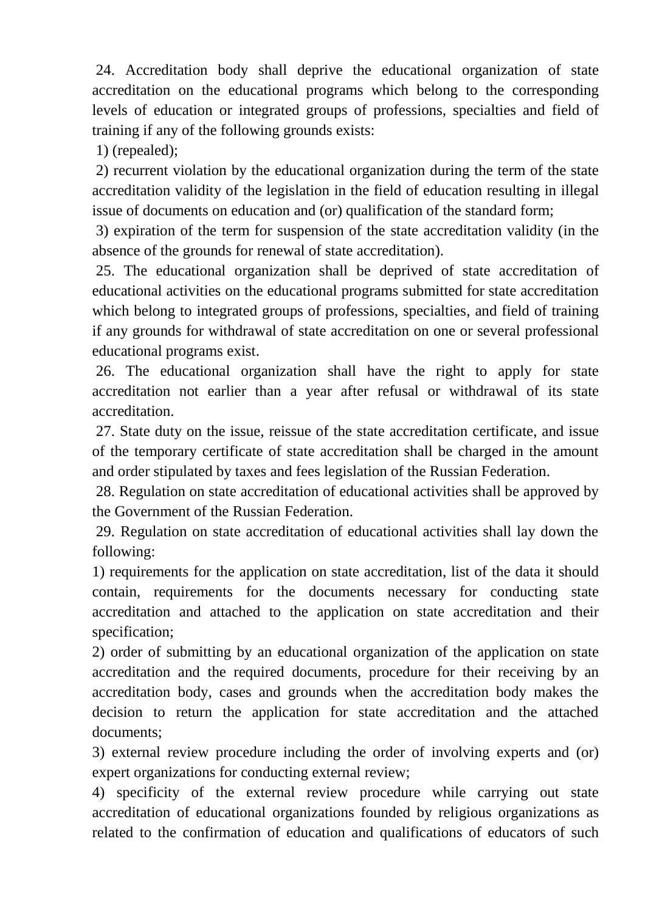24. Accreditation body shall deprive the educational organization of state accreditation on the educational programs which belong to the corresponding levels of education or integrated groups of professions, specialties and field of training if any of the following grounds exists:

1) (repealed);

2) recurrent violation by the educational organization during the term of the state accreditation validity of the legislation in the field of education resulting in illegal issue of documents on education and (or) qualification of the standard form;

3) expiration of the term for suspension of the state accreditation validity (in the absence of the grounds for renewal of state accreditation).

25. The educational organization shall be deprived of state accreditation of educational activities on the educational programs submitted for state accreditation which belong to integrated groups of professions, specialties, and field of training if any grounds for withdrawal of state accreditation on one or several professional educational programs exist.

26. The educational organization shall have the right to apply for state accreditation not earlier than a year after refusal or withdrawal of its state accreditation.

27. State duty on the issue, reissue of the state accreditation certificate, and issue of the temporary certificate of state accreditation shall be charged in the amount and order stipulated by taxes and fees legislation of the Russian Federation.

28. Regulation on state accreditation of educational activities shall be approved by the Government of the Russian Federation.

29. Regulation on state accreditation of educational activities shall lay down the following:

1) requirements for the application on state accreditation, list of the data it should contain, requirements for the documents necessary for conducting state accreditation and attached to the application on state accreditation and their specification;

2) order of submitting by an educational organization of the application on state accreditation and the required documents, procedure for their receiving by an accreditation body, cases and grounds when the accreditation body makes the decision to return the application for state accreditation and the attached documents;

3) external review procedure including the order of involving experts and (or) expert organizations for conducting external review;

4) specificity of the external review procedure while carrying out state accreditation of educational organizations founded by religious organizations as related to the confirmation of education and qualifications of educators of such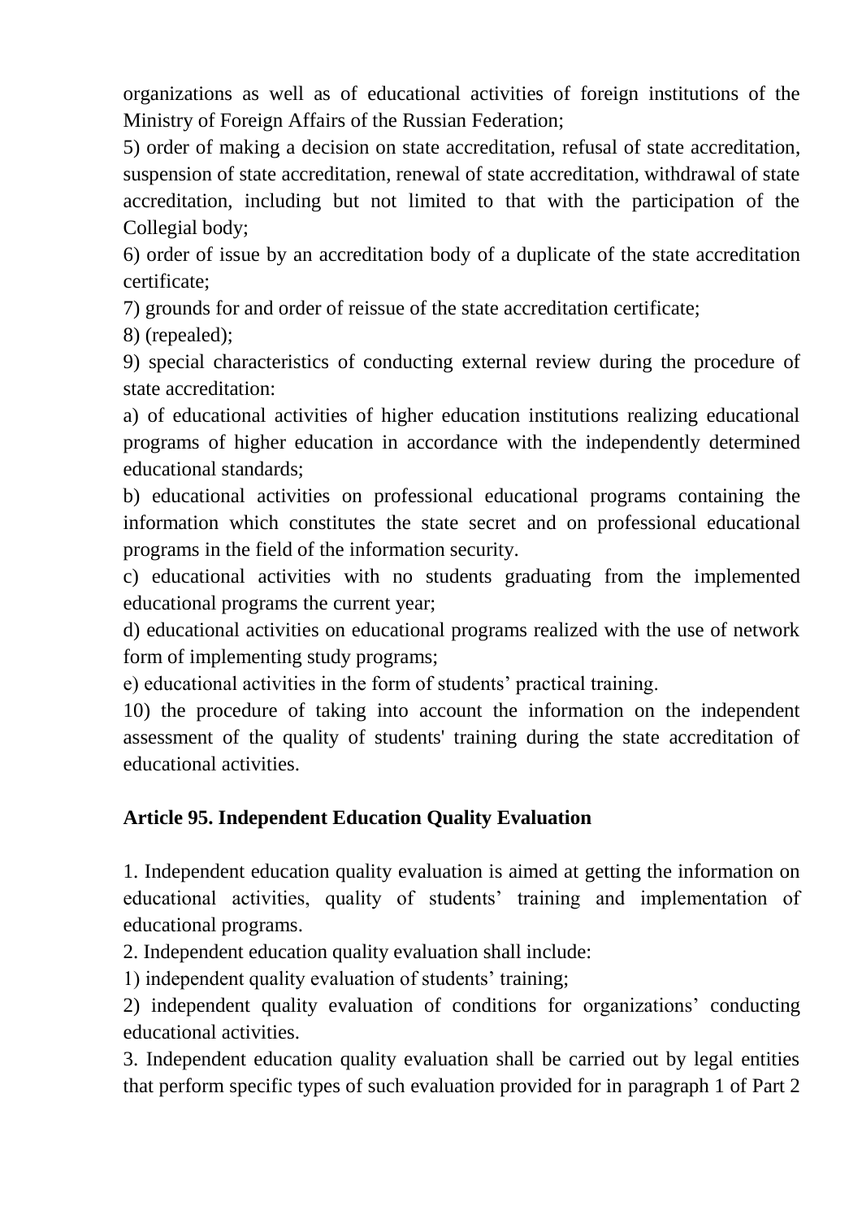organizations as well as of educational activities of foreign institutions of the Ministry of Foreign Affairs of the Russian Federation;

5) order of making a decision on state accreditation, refusal of state accreditation, suspension of state accreditation, renewal of state accreditation, withdrawal of state accreditation, including but not limited to that with the participation of the Collegial body;

6) order of issue by an accreditation body of a duplicate of the state accreditation certificate;

7) grounds for and order of reissue of the state accreditation certificate;

8) (repealed);

9) special characteristics of conducting external review during the procedure of state accreditation:

a) of educational activities of higher education institutions realizing educational programs of higher education in accordance with the independently determined educational standards;

b) educational activities on professional educational programs containing the information which constitutes the state secret and on professional educational programs in the field of the information security.

c) educational activities with no students graduating from the implemented educational programs the current year;

d) educational activities on educational programs realized with the use of network form of implementing study programs;

e) educational activities in the form of students' practical training.

10) the procedure of taking into account the information on the independent assessment of the quality of students' training during the state accreditation of educational activities.

**Article 95. Independent Education Quality Evaluation**

1. Independent education quality evaluation is aimed at getting the information on educational activities, quality of students' training and implementation of educational programs.

2. Independent education quality evaluation shall include:

1) independent quality evaluation of students' training;

2) independent quality evaluation of conditions for organizations' conducting educational activities.

3. Independent education quality evaluation shall be carried out by legal entities that perform specific types of such evaluation provided for in paragraph 1 of Part 2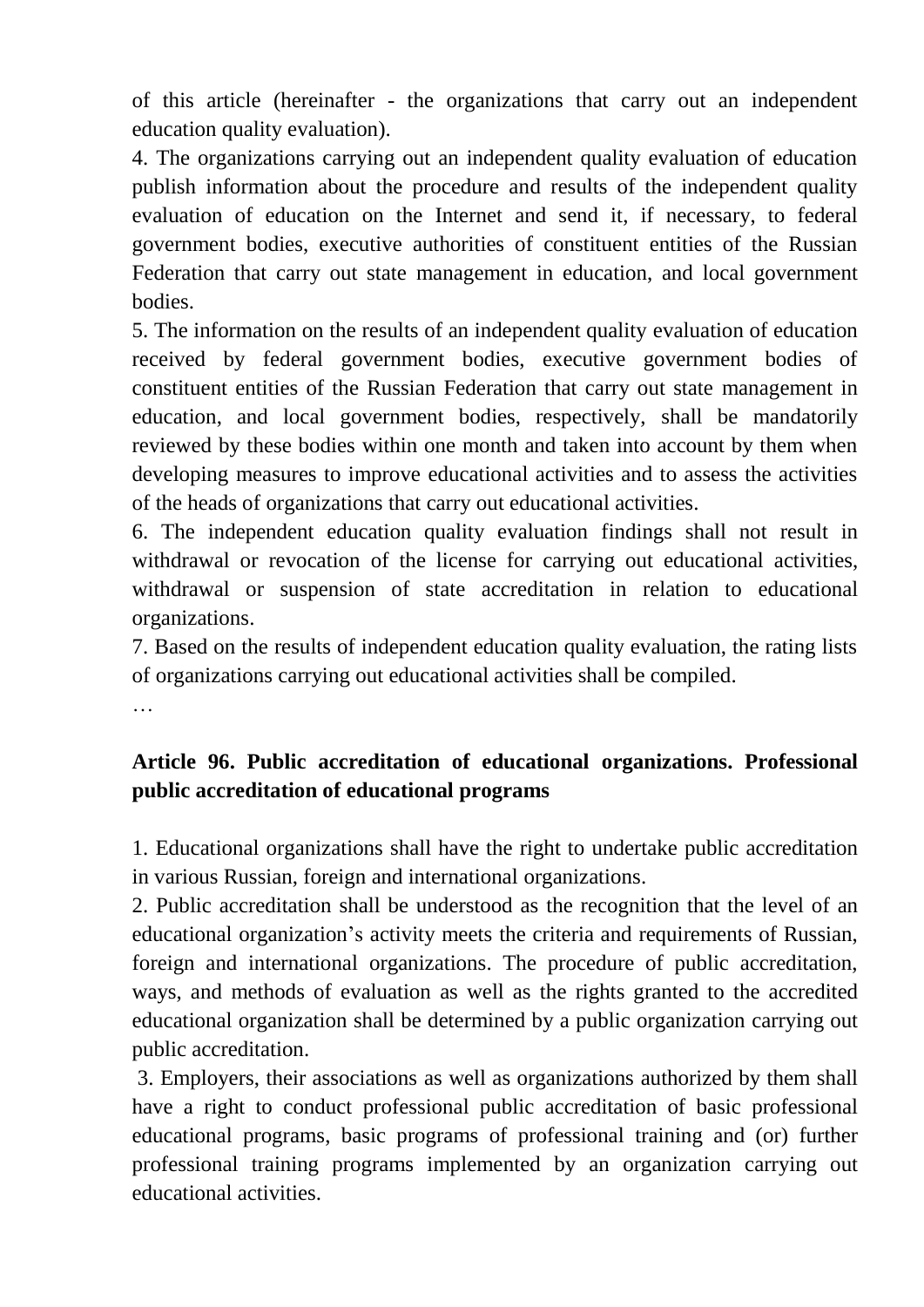of this article (hereinafter - the organizations that carry out an independent education quality evaluation).

4. The organizations carrying out an independent quality evaluation of education publish information about the procedure and results of the independent quality evaluation of education on the Internet and send it, if necessary, to federal government bodies, executive authorities of constituent entities of the Russian Federation that carry out state management in education, and local government bodies.

5. The information on the results of an independent quality evaluation of education received by federal government bodies, executive government bodies of constituent entities of the Russian Federation that carry out state management in education, and local government bodies, respectively, shall be mandatorily reviewed by these bodies within one month and taken into account by them when developing measures to improve educational activities and to assess the activities of the heads of organizations that carry out educational activities.

6. The independent education quality evaluation findings shall not result in withdrawal or revocation of the license for carrying out educational activities, withdrawal or suspension of state accreditation in relation to educational organizations.

7. Based on the results of independent education quality evaluation, the rating lists of organizations carrying out educational activities shall be compiled.

…

**Article 96. Public accreditation of educational organizations. Professional public accreditation of educational programs**

1. Educational organizations shall have the right to undertake public accreditation in various Russian, foreign and international organizations.

2. Public accreditation shall be understood as the recognition that the level of an educational organization's activity meets the criteria and requirements of Russian, foreign and international organizations. The procedure of public accreditation, ways, and methods of evaluation as well as the rights granted to the accredited educational organization shall be determined by a public organization carrying out public accreditation.

3. Employers, their associations as well as organizations authorized by them shall have a right to conduct professional public accreditation of basic professional educational programs, basic programs of professional training and (or) further professional training programs implemented by an organization carrying out educational activities.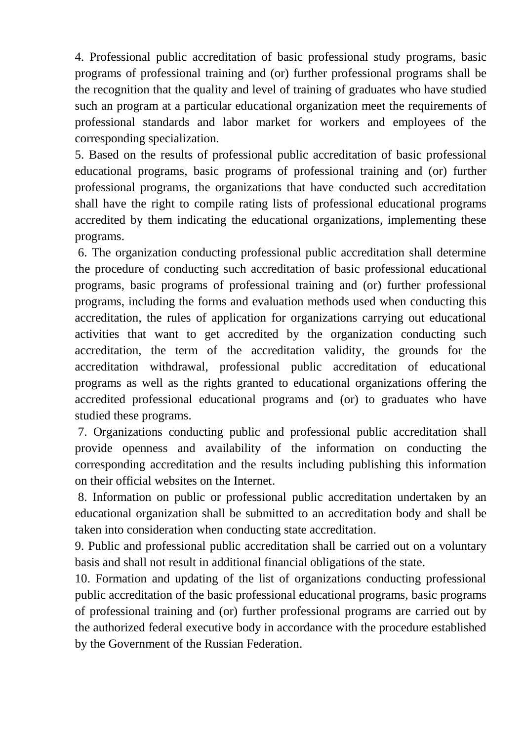4. Professional public accreditation of basic professional study programs, basic programs of professional training and (or) further professional programs shall be the recognition that the quality and level of training of graduates who have studied such an program at a particular educational organization meet the requirements of professional standards and labor market for workers and employees of the corresponding specialization.

5. Based on the results of professional public accreditation of basic professional educational programs, basic programs of professional training and (or) further professional programs, the organizations that have conducted such accreditation shall have the right to compile rating lists of professional educational programs accredited by them indicating the educational organizations, implementing these programs.

6. The organization conducting professional public accreditation shall determine the procedure of conducting such accreditation of basic professional educational programs, basic programs of professional training and (or) further professional programs, including the forms and evaluation methods used when conducting this accreditation, the rules of application for organizations carrying out educational activities that want to get accredited by the organization conducting such accreditation, the term of the accreditation validity, the grounds for the accreditation withdrawal, professional public accreditation of educational programs as well as the rights granted to educational organizations offering the accredited professional educational programs and (or) to graduates who have studied these programs.

7. Organizations conducting public and professional public accreditation shall provide openness and availability of the information on conducting the corresponding accreditation and the results including publishing this information on their official websites on the Internet.

8. Information on public or professional public accreditation undertaken by an educational organization shall be submitted to an accreditation body and shall be taken into consideration when conducting state accreditation.

9. Public and professional public accreditation shall be carried out on a voluntary basis and shall not result in additional financial obligations of the state.

10. Formation and updating of the list of organizations conducting professional public accreditation of the basic professional educational programs, basic programs of professional training and (or) further professional programs are carried out by the authorized federal executive body in accordance with the procedure established by the Government of the Russian Federation.